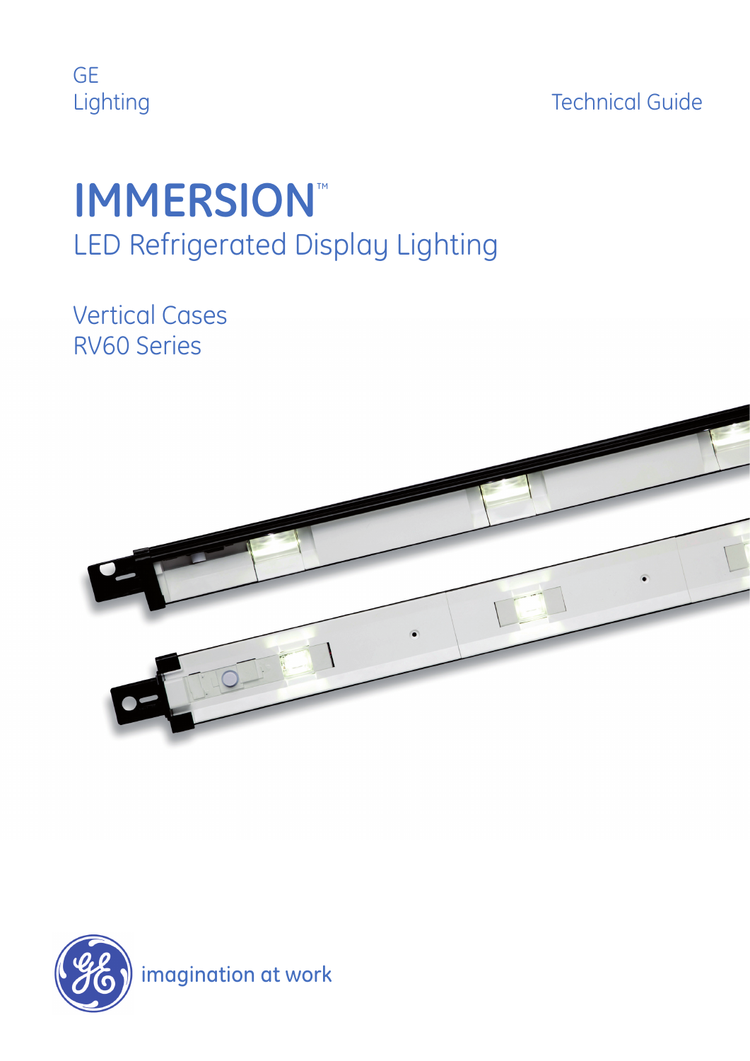GE
Lighting

Technical Guide

# IMMERSION™

## LED Refrigerated Display Lighting

Vertical Cases
RV60 Series

imagination at work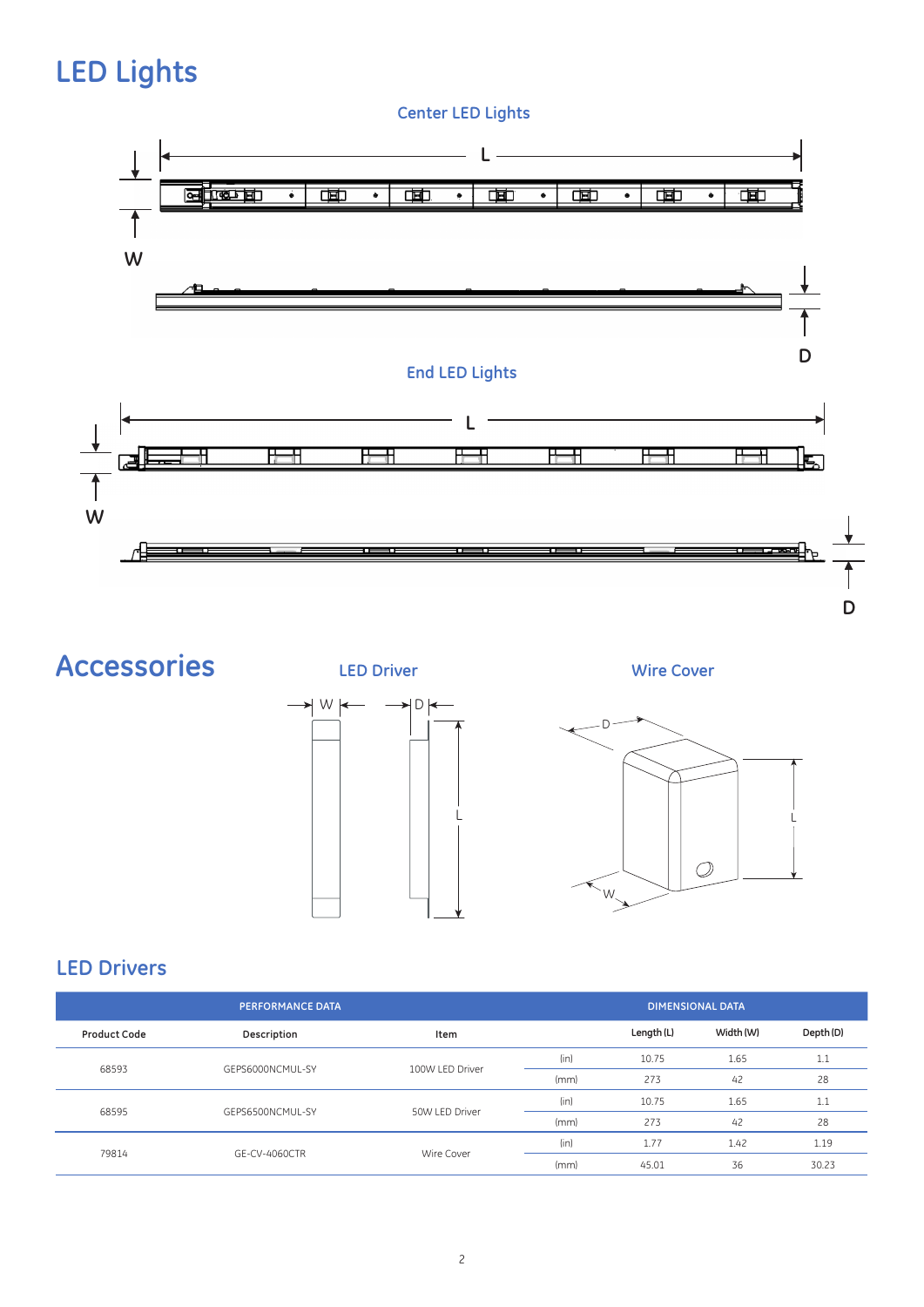# LED Lights

### Center LED Lights

### End LED Lights

# Accessories

### LED Driver

### Wire Cover

## LED Drivers

| PERFORMANCE DATA | | | DIMENSIONAL DATA | | | |
|---|---|---|---|---|---|---|
| Product Code | Description | Item | | Length (L) | Width (W) | Depth (D) |
| 68593 | GEPS6000NCMUL-SY | 100W LED Driver | (in) | 10.75 | 1.65 | 1.1 |
| | | | (mm) | 273 | 42 | 28 |
| 68595 | GEPS6500NCMUL-SY | 50W LED Driver | (in) | 10.75 | 1.65 | 1.1 |
| | | | (mm) | 273 | 42 | 28 |
| 79814 | GE-CV-4060CTR | Wire Cover | (in) | 1.77 | 1.42 | 1.19 |
| | | | (mm) | 45.01 | 36 | 30.23 |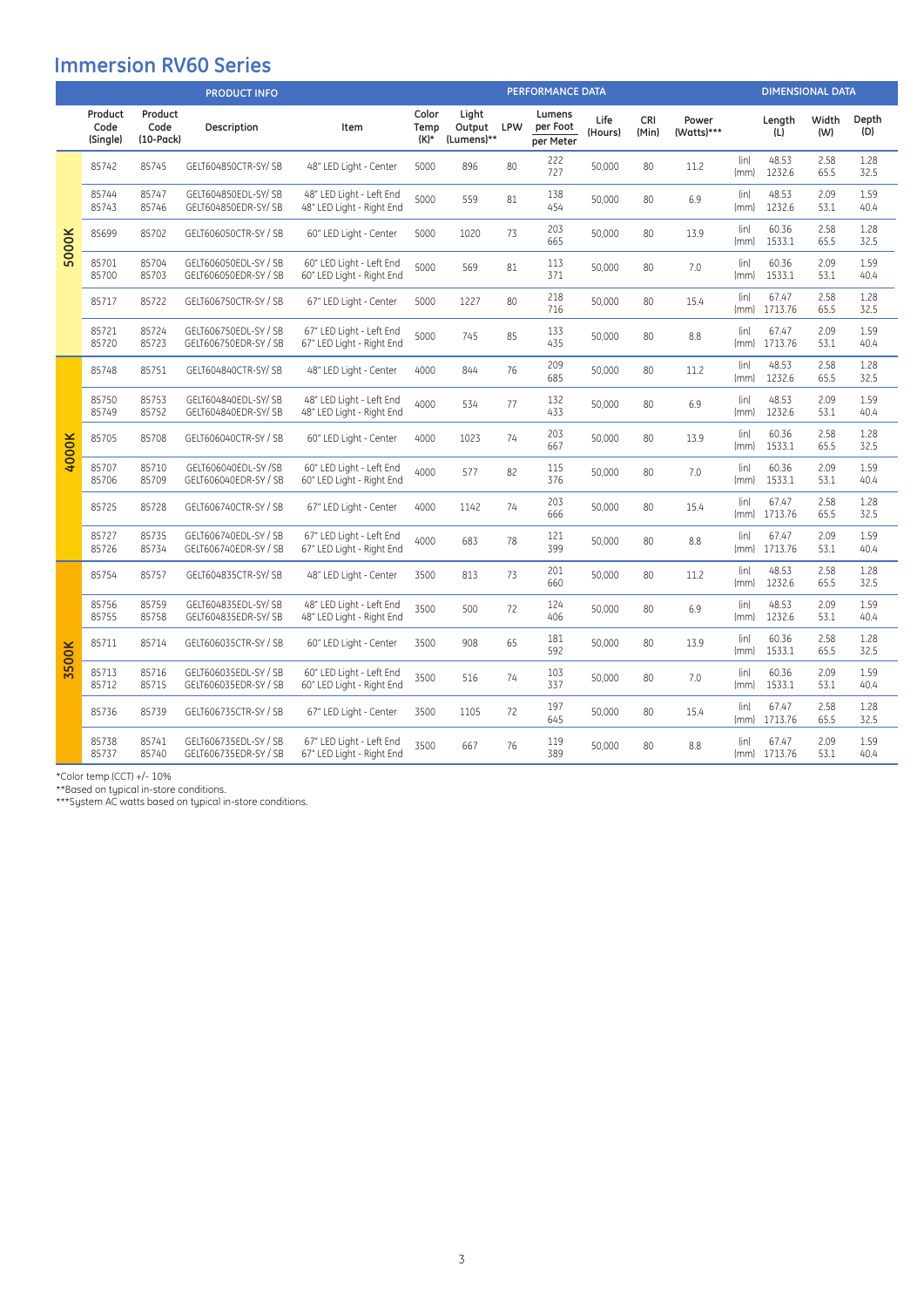# Immersion RV60 Series

| | PRODUCT INFO | | | | PERFORMANCE DATA | | | | | | | DIMENSIONAL DATA | | | |
|---|---|---|---|---|---|---|---|---|---|---|---|---|---|---|---|
| | Product Code (Single) | Product Code (10-Pack) | Description | Item | Color Temp (K)* | Light Output (Lumens)** | LPW | Lumens per Foot per Meter | Life (Hours) | CRI (Min) | Power (Watts)*** | | Length (L) | Width (W) | Depth (D) |
| 5000K | 85742 | 85745 | GELT604850CTR-SY/ SB | 48" LED Light - Center | 5000 | 896 | 80 | 222<br>727 | 50,000 | 80 | 11.2 | (in)<br>(mm) | 48.53<br>1232.6 | 2.58<br>65.5 | 1.28<br>32.5 |
| | 85744<br>85743 | 85747<br>85746 | GELT604850EDL-SY/ SB<br>GELT604850EDR-SY/ SB | 48" LED Light - Left End<br>48" LED Light - Right End | 5000 | 559 | 81 | 138<br>454 | 50,000 | 80 | 6.9 | (in)<br>(mm) | 48.53<br>1232.6 | 2.09<br>53.1 | 1.59<br>40.4 |
| | 85699 | 85702 | GELT606050CTR-SY / SB | 60" LED Light - Center | 5000 | 1020 | 73 | 203<br>665 | 50,000 | 80 | 13.9 | (in)<br>(mm) | 60.36<br>1533.1 | 2.58<br>65.5 | 1.28<br>32.5 |
| | 85701<br>85700 | 85704<br>85703 | GELT606050EDL-SY / SB<br>GELT606050EDR-SY / SB | 60" LED Light - Left End<br>60" LED Light - Right End | 5000 | 569 | 81 | 113<br>371 | 50,000 | 80 | 7.0 | (in)<br>(mm) | 60.36<br>1533.1 | 2.09<br>53.1 | 1.59<br>40.4 |
| | 85717 | 85722 | GELT606750CTR-SY / SB | 67" LED Light - Center | 5000 | 1227 | 80 | 218<br>716 | 50,000 | 80 | 15.4 | (in)<br>(mm) | 67.47<br>1713.76 | 2.58<br>65.5 | 1.28<br>32.5 |
| | 85721<br>85720 | 85724<br>85723 | GELT606750EDL-SY / SB<br>GELT606750EDR-SY / SB | 67" LED Light - Left End<br>67" LED Light - Right End | 5000 | 745 | 85 | 133<br>435 | 50,000 | 80 | 8.8 | (in)<br>(mm) | 67.47<br>1713.76 | 2.09<br>53.1 | 1.59<br>40.4 |
| 4000K | 85748 | 85751 | GELT604840CTR-SY/ SB | 48" LED Light - Center | 4000 | 844 | 76 | 209<br>685 | 50,000 | 80 | 11.2 | (in)<br>(mm) | 48.53<br>1232.6 | 2.58<br>65.5 | 1.28<br>32.5 |
| | 85750<br>85749 | 85753<br>85752 | GELT604840EDL-SY/ SB<br>GELT604840EDR-SY/ SB | 48" LED Light - Left End<br>48" LED Light - Right End | 4000 | 534 | 77 | 132<br>433 | 50,000 | 80 | 6.9 | (in)<br>(mm) | 48.53<br>1232.6 | 2.09<br>53.1 | 1.59<br>40.4 |
| | 85705 | 85708 | GELT606040CTR-SY / SB | 60" LED Light - Center | 4000 | 1023 | 74 | 203<br>667 | 50,000 | 80 | 13.9 | (in)<br>(mm) | 60.36<br>1533.1 | 2.58<br>65.5 | 1.28<br>32.5 |
| | 85707<br>85706 | 85710<br>85709 | GELT606040EDL-SY /SB<br>GELT606040EDR-SY / SB | 60" LED Light - Left End<br>60" LED Light - Right End | 4000 | 577 | 82 | 115<br>376 | 50,000 | 80 | 7.0 | (in)<br>(mm) | 60.36<br>1533.1 | 2.09<br>53.1 | 1.59<br>40.4 |
| | 85725 | 85728 | GELT606740CTR-SY / SB | 67" LED Light - Center | 4000 | 1142 | 74 | 203<br>666 | 50,000 | 80 | 15.4 | (in)<br>(mm) | 67.47<br>1713.76 | 2.58<br>65.5 | 1.28<br>32.5 |
| | 85727<br>85726 | 85735<br>85734 | GELT606740EDL-SY / SB<br>GELT606740EDR-SY / SB | 67" LED Light - Left End<br>67" LED Light - Right End | 4000 | 683 | 78 | 121<br>399 | 50,000 | 80 | 8.8 | (in)<br>(mm) | 67.47<br>1713.76 | 2.09<br>53.1 | 1.59<br>40.4 |
| 3500K | 85754 | 85757 | GELT604835CTR-SY/ SB | 48" LED Light - Center | 3500 | 813 | 73 | 201<br>660 | 50,000 | 80 | 11.2 | (in)<br>(mm) | 48.53<br>1232.6 | 2.58<br>65.5 | 1.28<br>32.5 |
| | 85756<br>85755 | 85759<br>85758 | GELT604835EDL-SY/ SB<br>GELT604835EDR-SY/ SB | 48" LED Light - Left End<br>48" LED Light - Right End | 3500 | 500 | 72 | 124<br>406 | 50,000 | 80 | 6.9 | (in)<br>(mm) | 48.53<br>1232.6 | 2.09<br>53.1 | 1.59<br>40.4 |
| | 85711 | 85714 | GELT606035CTR-SY / SB | 60" LED Light - Center | 3500 | 908 | 65 | 181<br>592 | 50,000 | 80 | 13.9 | (in)<br>(mm) | 60.36<br>1533.1 | 2.58<br>65.5 | 1.28<br>32.5 |
| | 85713<br>85712 | 85716<br>85715 | GELT606035EDL-SY / SB<br>GELT606035EDR-SY / SB | 60" LED Light - Left End<br>60" LED Light - Right End | 3500 | 516 | 74 | 103<br>337 | 50,000 | 80 | 7.0 | (in)<br>(mm) | 60.36<br>1533.1 | 2.09<br>53.1 | 1.59<br>40.4 |
| | 85736 | 85739 | GELT606735CTR-SY / SB | 67" LED Light - Center | 3500 | 1105 | 72 | 197<br>645 | 50,000 | 80 | 15.4 | (in)<br>(mm) | 67.47<br>1713.76 | 2.58<br>65.5 | 1.28<br>32.5 |
| | 85738<br>85737 | 85741<br>85740 | GELT606735EDL-SY / SB<br>GELT606735EDR-SY / SB | 67" LED Light - Left End<br>67" LED Light - Right End | 3500 | 667 | 76 | 119<br>389 | 50,000 | 80 | 8.8 | (in)<br>(mm) | 67.47<br>1713.76 | 2.09<br>53.1 | 1.59<br>40.4 |

*Color temp (CCT) +/- 10%
**Based on typical in-store conditions.
***System AC watts based on typical in-store conditions.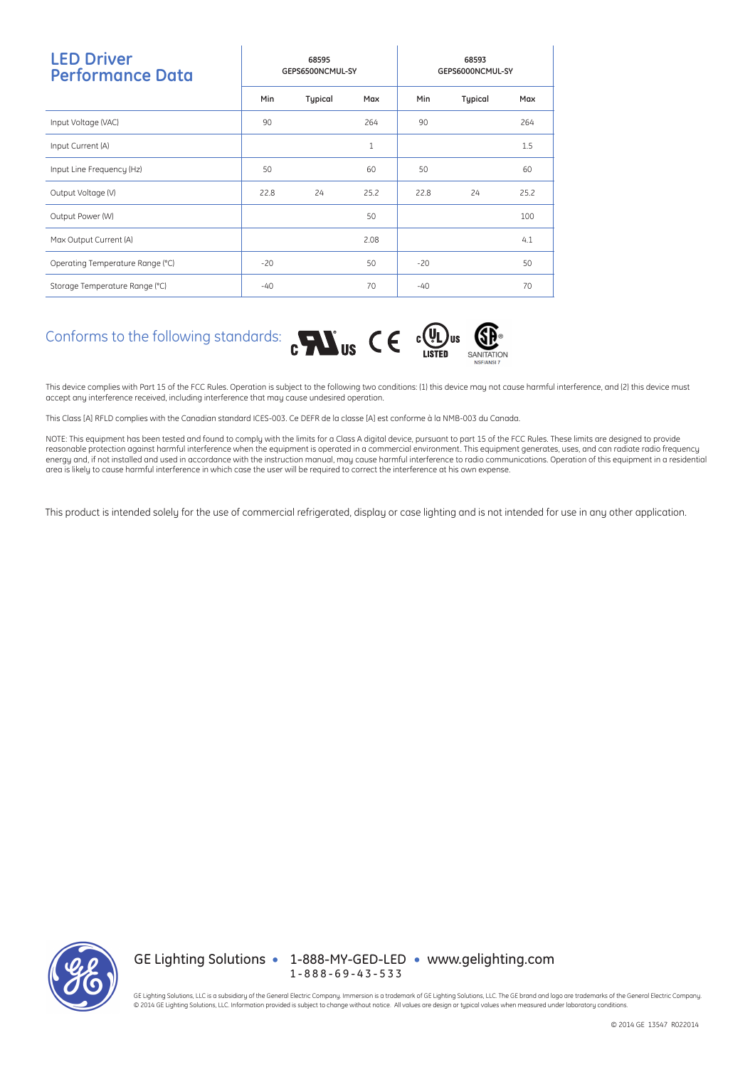# LED Driver Performance Data

| | 68595 GEPS6500NCMUL-SY | | | 68593 GEPS6000NCMUL-SY | | |
|---|---|---|---|---|---|---|
| | Min | Typical | Max | Min | Typical | Max |
| Input Voltage (VAC) | 90 | | 264 | 90 | | 264 |
| Input Current (A) | | | 1 | | | 1.5 |
| Input Line Frequency (Hz) | 50 | | 60 | 50 | | 60 |
| Output Voltage (V) | 22.8 | 24 | 25.2 | 22.8 | 24 | 25.2 |
| Output Power (W) | | | 50 | | | 100 |
| Max Output Current (A) | | | 2.08 | | | 4.1 |
| Operating Temperature Range (°C) | -20 | | 50 | -20 | | 50 |
| Storage Temperature Range (°C) | -40 | | 70 | -40 | | 70 |

## Conforms to the following standards:

c US CE c UL US LISTED SANITATION NSF/ANSI 7

This device complies with Part 15 of the FCC Rules. Operation is subject to the following two conditions: (1) this device may not cause harmful interference, and (2) this device must accept any interference received, including interference that may cause undesired operation.

This Class [A] RFLD complies with the Canadian standard ICES-003. Ce DEFR de la classe [A] est conforme à la NMB-003 du Canada.

NOTE: This equipment has been tested and found to comply with the limits for a Class A digital device, pursuant to part 15 of the FCC Rules. These limits are designed to provide reasonable protection against harmful interference when the equipment is operated in a commercial environment. This equipment generates, uses, and can radiate radio frequency energy and, if not installed and used in accordance with the instruction manual, may cause harmful interference to radio communications. Operation of this equipment in a residential area is likely to cause harmful interference in which case the user will be required to correct the interference at his own expense.

This product is intended solely for the use of commercial refrigerated, display or case lighting and is not intended for use in any other application.

GE Lighting Solutions • 1-888-MY-GED-LED • www.gelighting.com
1-888-69-43-533

GE Lighting Solutions, LLC is a subsidiary of the General Electric Company. Immersion is a trademark of GE Lighting Solutions, LLC. The GE brand and logo are trademarks of the General Electric Company. © 2014 GE Lighting Solutions, LLC. Information provided is subject to change without notice. All values are design or typical values when measured under laboratory conditions.

© 2014 GE 13547 R022014